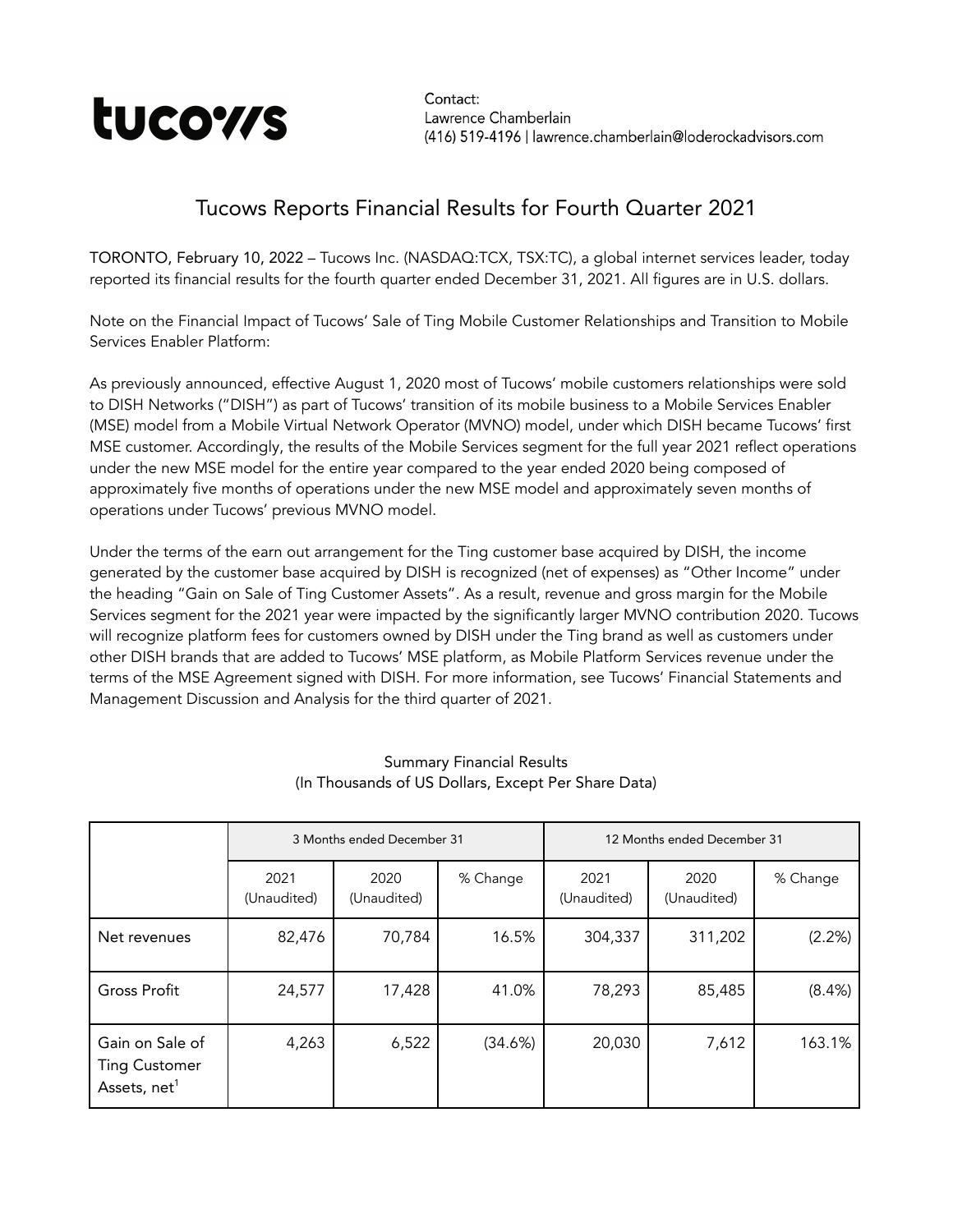tucows

Contact:
Lawrence Chamberlain
(416) 519-4196 | lawrence.chamberlain@loderockadvisors.com

# Tucows Reports Financial Results for Fourth Quarter 2021

TORONTO, February 10, 2022 – Tucows Inc. (NASDAQ:TCX, TSX:TC), a global internet services leader, today reported its financial results for the fourth quarter ended December 31, 2021. All figures are in U.S. dollars.

Note on the Financial Impact of Tucows' Sale of Ting Mobile Customer Relationships and Transition to Mobile Services Enabler Platform:

As previously announced, effective August 1, 2020 most of Tucows' mobile customers relationships were sold to DISH Networks ("DISH") as part of Tucows' transition of its mobile business to a Mobile Services Enabler (MSE) model from a Mobile Virtual Network Operator (MVNO) model, under which DISH became Tucows' first MSE customer. Accordingly, the results of the Mobile Services segment for the full year 2021 reflect operations under the new MSE model for the entire year compared to the year ended 2020 being composed of approximately five months of operations under the new MSE model and approximately seven months of operations under Tucows' previous MVNO model.

Under the terms of the earn out arrangement for the Ting customer base acquired by DISH, the income generated by the customer base acquired by DISH is recognized (net of expenses) as "Other Income" under the heading "Gain on Sale of Ting Customer Assets". As a result, revenue and gross margin for the Mobile Services segment for the 2021 year were impacted by the significantly larger MVNO contribution 2020. Tucows will recognize platform fees for customers owned by DISH under the Ting brand as well as customers under other DISH brands that are added to Tucows' MSE platform, as Mobile Platform Services revenue under the terms of the MSE Agreement signed with DISH. For more information, see Tucows' Financial Statements and Management Discussion and Analysis for the third quarter of 2021.

Summary Financial Results
(In Thousands of US Dollars, Except Per Share Data)

| | 3 Months ended December 31 | | | 12 Months ended December 31 | | |
|---|---|---|---|---|---|---|
| | 2021 (Unaudited) | 2020 (Unaudited) | % Change | 2021 (Unaudited) | 2020 (Unaudited) | % Change |
| Net revenues | 82,476 | 70,784 | 16.5% | 304,337 | 311,202 | (2.2%) |
| Gross Profit | 24,577 | 17,428 | 41.0% | 78,293 | 85,485 | (8.4%) |
| Gain on Sale of Ting Customer Assets, net[1] | 4,263 | 6,522 | (34.6%) | 20,030 | 7,612 | 163.1% |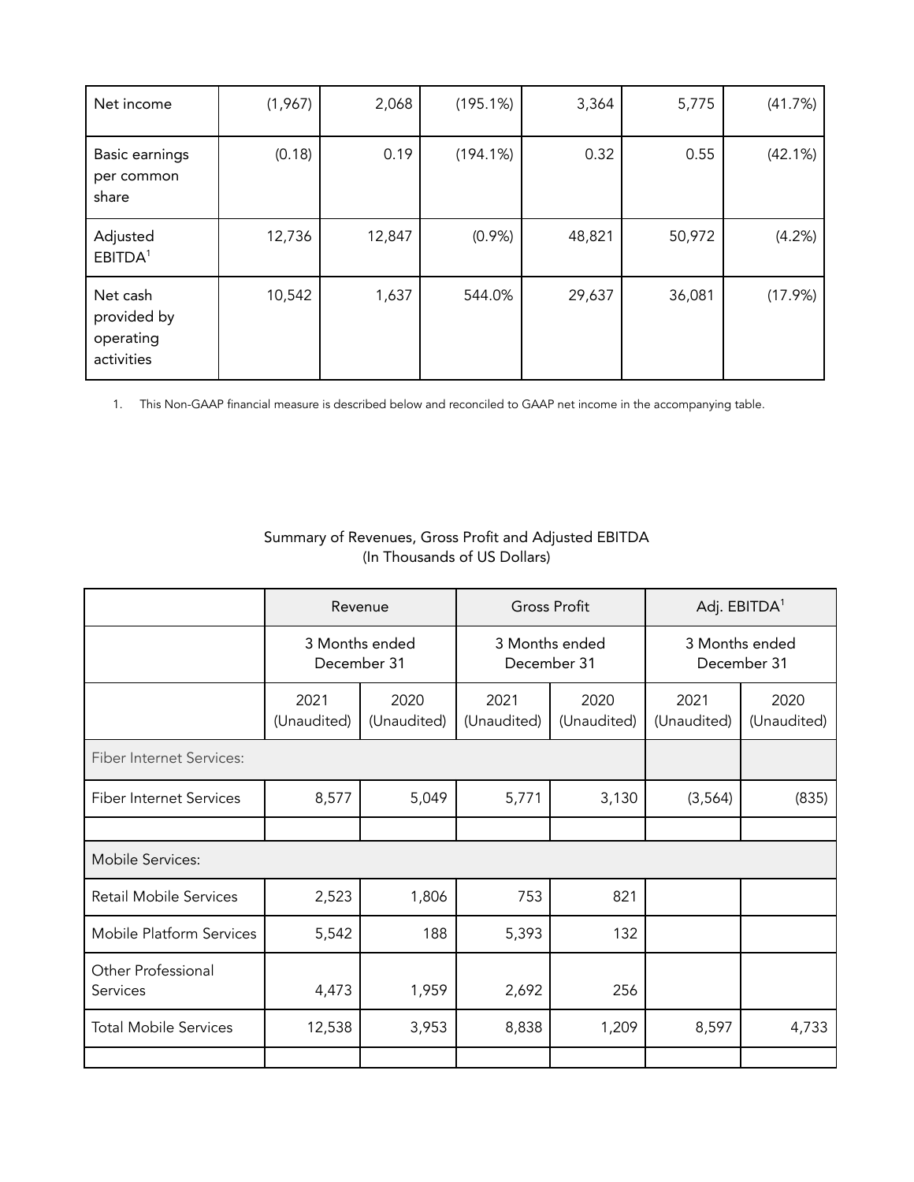| Net income | (1,967) | 2,068 | (195.1%) | 3,364 | 5,775 | (41.7%) |
|---|---|---|---|---|---|---|
| Basic earnings per common share | (0.18) | 0.19 | (194.1%) | 0.32 | 0.55 | (42.1%) |
| Adjusted EBITDA[1] | 12,736 | 12,847 | (0.9%) | 48,821 | 50,972 | (4.2%) |
| Net cash provided by operating activities | 10,542 | 1,637 | 544.0% | 29,637 | 36,081 | (17.9%) |

1. This Non-GAAP financial measure is described below and reconciled to GAAP net income in the accompanying table.

Summary of Revenues, Gross Profit and Adjusted EBITDA
(In Thousands of US Dollars)

| | Revenue | | Gross Profit | | Adj. EBITDA[1] | |
|---|---|---|---|---|---|---|
| | 3 Months ended December 31 | | 3 Months ended December 31 | | 3 Months ended December 31 | |
| | 2021 (Unaudited) | 2020 (Unaudited) | 2021 (Unaudited) | 2020 (Unaudited) | 2021 (Unaudited) | 2020 (Unaudited) |
| Fiber Internet Services: | | | | | | |
| Fiber Internet Services | 8,577 | 5,049 | 5,771 | 3,130 | (3,564) | (835) |
| | | | | | | |
| Mobile Services: | | | | | | |
| Retail Mobile Services | 2,523 | 1,806 | 753 | 821 | | |
| Mobile Platform Services | 5,542 | 188 | 5,393 | 132 | | |
| Other Professional Services | 4,473 | 1,959 | 2,692 | 256 | | |
| Total Mobile Services | 12,538 | 3,953 | 8,838 | 1,209 | 8,597 | 4,733 |
| | | | | | | |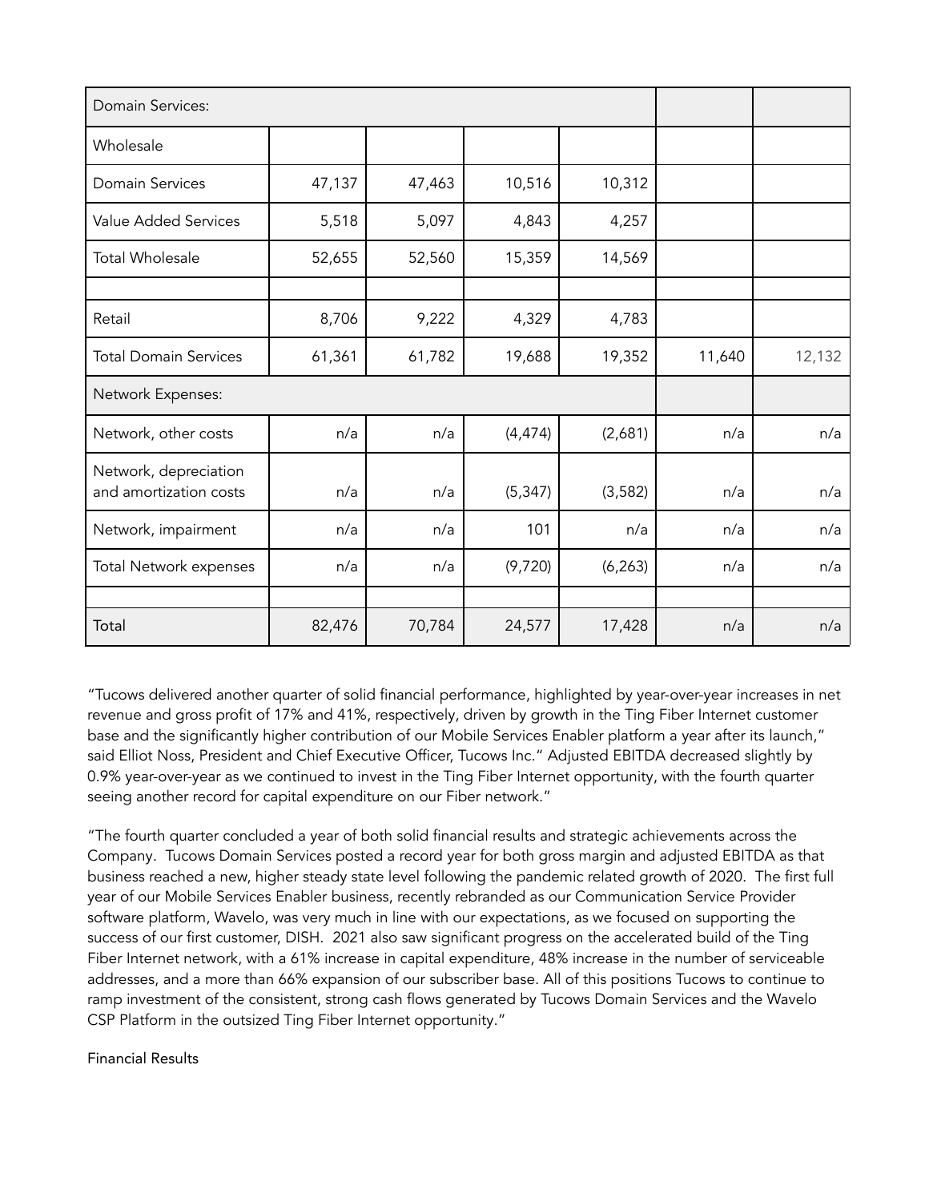| Domain Services: | | | | | | |
|---|---|---|---|---|---|---|
| Wholesale | | | | | | |
| Domain Services | 47,137 | 47,463 | 10,516 | 10,312 | | |
| Value Added Services | 5,518 | 5,097 | 4,843 | 4,257 | | |
| Total Wholesale | 52,655 | 52,560 | 15,359 | 14,569 | | |
| | | | | | | |
| Retail | 8,706 | 9,222 | 4,329 | 4,783 | | |
| Total Domain Services | 61,361 | 61,782 | 19,688 | 19,352 | 11,640 | 12,132 |
| Network Expenses: | | | | | | |
| Network, other costs | n/a | n/a | (4,474) | (2,681) | n/a | n/a |
| Network, depreciation and amortization costs | n/a | n/a | (5,347) | (3,582) | n/a | n/a |
| Network, impairment | n/a | n/a | 101 | n/a | n/a | n/a |
| Total Network expenses | n/a | n/a | (9,720) | (6,263) | n/a | n/a |
| | | | | | | |
| Total | 82,476 | 70,784 | 24,577 | 17,428 | n/a | n/a |

"Tucows delivered another quarter of solid financial performance, highlighted by year-over-year increases in net revenue and gross profit of 17% and 41%, respectively, driven by growth in the Ting Fiber Internet customer base and the significantly higher contribution of our Mobile Services Enabler platform a year after its launch," said Elliot Noss, President and Chief Executive Officer, Tucows Inc." Adjusted EBITDA decreased slightly by 0.9% year-over-year as we continued to invest in the Ting Fiber Internet opportunity, with the fourth quarter seeing another record for capital expenditure on our Fiber network."

"The fourth quarter concluded a year of both solid financial results and strategic achievements across the Company. Tucows Domain Services posted a record year for both gross margin and adjusted EBITDA as that business reached a new, higher steady state level following the pandemic related growth of 2020. The first full year of our Mobile Services Enabler business, recently rebranded as our Communication Service Provider software platform, Wavelo, was very much in line with our expectations, as we focused on supporting the success of our first customer, DISH. 2021 also saw significant progress on the accelerated build of the Ting Fiber Internet network, with a 61% increase in capital expenditure, 48% increase in the number of serviceable addresses, and a more than 66% expansion of our subscriber base. All of this positions Tucows to continue to ramp investment of the consistent, strong cash flows generated by Tucows Domain Services and the Wavelo CSP Platform in the outsized Ting Fiber Internet opportunity."

Financial Results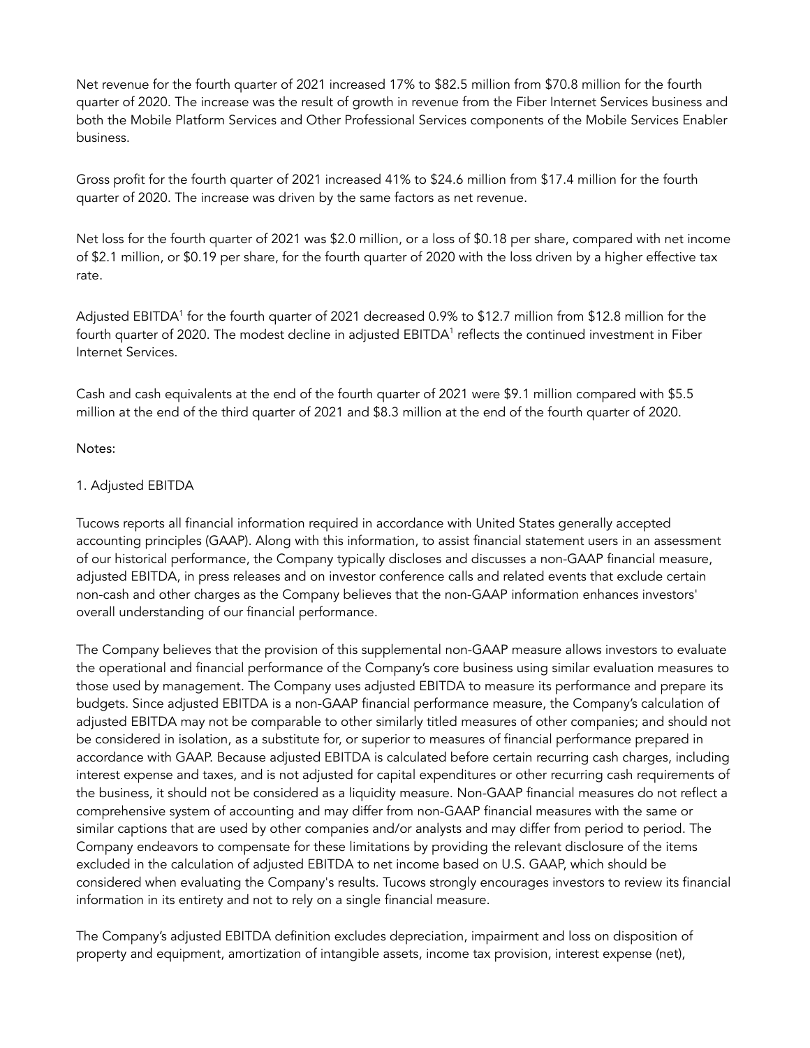Net revenue for the fourth quarter of 2021 increased 17% to $82.5 million from $70.8 million for the fourth quarter of 2020. The increase was the result of growth in revenue from the Fiber Internet Services business and both the Mobile Platform Services and Other Professional Services components of the Mobile Services Enabler business.

Gross profit for the fourth quarter of 2021 increased 41% to $24.6 million from $17.4 million for the fourth quarter of 2020. The increase was driven by the same factors as net revenue.

Net loss for the fourth quarter of 2021 was $2.0 million, or a loss of $0.18 per share, compared with net income of $2.1 million, or $0.19 per share, for the fourth quarter of 2020 with the loss driven by a higher effective tax rate.

Adjusted EBITDA[1] for the fourth quarter of 2021 decreased 0.9% to $12.7 million from $12.8 million for the fourth quarter of 2020. The modest decline in adjusted EBITDA[1] reflects the continued investment in Fiber Internet Services.

Cash and cash equivalents at the end of the fourth quarter of 2021 were $9.1 million compared with $5.5 million at the end of the third quarter of 2021 and $8.3 million at the end of the fourth quarter of 2020.

Notes:

1. Adjusted EBITDA

Tucows reports all financial information required in accordance with United States generally accepted accounting principles (GAAP). Along with this information, to assist financial statement users in an assessment of our historical performance, the Company typically discloses and discusses a non-GAAP financial measure, adjusted EBITDA, in press releases and on investor conference calls and related events that exclude certain non-cash and other charges as the Company believes that the non-GAAP information enhances investors' overall understanding of our financial performance.

The Company believes that the provision of this supplemental non-GAAP measure allows investors to evaluate the operational and financial performance of the Company's core business using similar evaluation measures to those used by management. The Company uses adjusted EBITDA to measure its performance and prepare its budgets. Since adjusted EBITDA is a non-GAAP financial performance measure, the Company's calculation of adjusted EBITDA may not be comparable to other similarly titled measures of other companies; and should not be considered in isolation, as a substitute for, or superior to measures of financial performance prepared in accordance with GAAP. Because adjusted EBITDA is calculated before certain recurring cash charges, including interest expense and taxes, and is not adjusted for capital expenditures or other recurring cash requirements of the business, it should not be considered as a liquidity measure. Non-GAAP financial measures do not reflect a comprehensive system of accounting and may differ from non-GAAP financial measures with the same or similar captions that are used by other companies and/or analysts and may differ from period to period. The Company endeavors to compensate for these limitations by providing the relevant disclosure of the items excluded in the calculation of adjusted EBITDA to net income based on U.S. GAAP, which should be considered when evaluating the Company's results. Tucows strongly encourages investors to review its financial information in its entirety and not to rely on a single financial measure.

The Company's adjusted EBITDA definition excludes depreciation, impairment and loss on disposition of property and equipment, amortization of intangible assets, income tax provision, interest expense (net),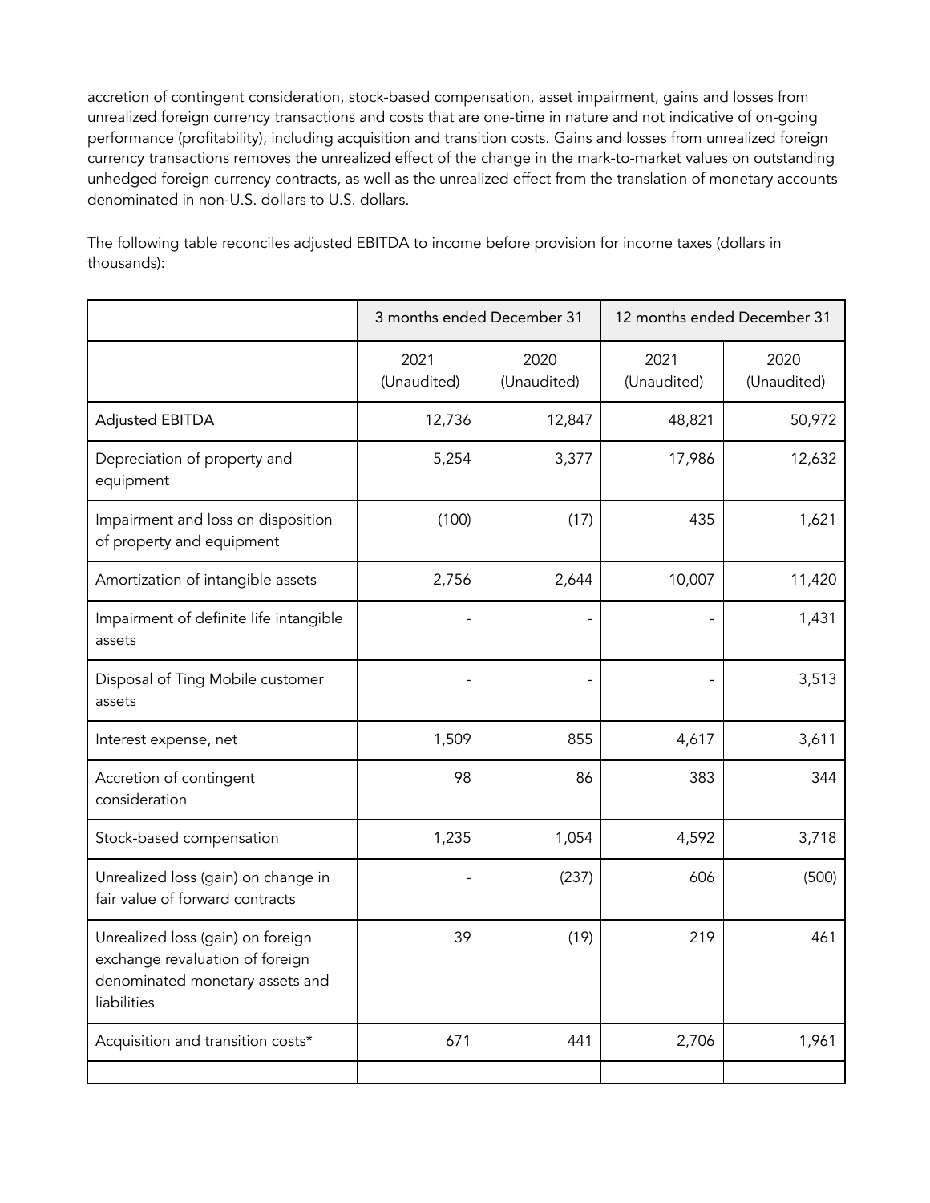accretion of contingent consideration, stock-based compensation, asset impairment, gains and losses from unrealized foreign currency transactions and costs that are one-time in nature and not indicative of on-going performance (profitability), including acquisition and transition costs. Gains and losses from unrealized foreign currency transactions removes the unrealized effect of the change in the mark-to-market values on outstanding unhedged foreign currency contracts, as well as the unrealized effect from the translation of monetary accounts denominated in non-U.S. dollars to U.S. dollars.

The following table reconciles adjusted EBITDA to income before provision for income taxes (dollars in thousands):

| | 3 months ended December 31 | | 12 months ended December 31 | |
|---|---|---|---|---|
| | 2021 (Unaudited) | 2020 (Unaudited) | 2021 (Unaudited) | 2020 (Unaudited) |
| Adjusted EBITDA | 12,736 | 12,847 | 48,821 | 50,972 |
| Depreciation of property and equipment | 5,254 | 3,377 | 17,986 | 12,632 |
| Impairment and loss on disposition of property and equipment | (100) | (17) | 435 | 1,621 |
| Amortization of intangible assets | 2,756 | 2,644 | 10,007 | 11,420 |
| Impairment of definite life intangible assets | - | - | - | 1,431 |
| Disposal of Ting Mobile customer assets | - | - | - | 3,513 |
| Interest expense, net | 1,509 | 855 | 4,617 | 3,611 |
| Accretion of contingent consideration | 98 | 86 | 383 | 344 |
| Stock-based compensation | 1,235 | 1,054 | 4,592 | 3,718 |
| Unrealized loss (gain) on change in fair value of forward contracts | - | (237) | 606 | (500) |
| Unrealized loss (gain) on foreign exchange revaluation of foreign denominated monetary assets and liabilities | 39 | (19) | 219 | 461 |
| Acquisition and transition costs* | 671 | 441 | 2,706 | 1,961 |
| | | | | |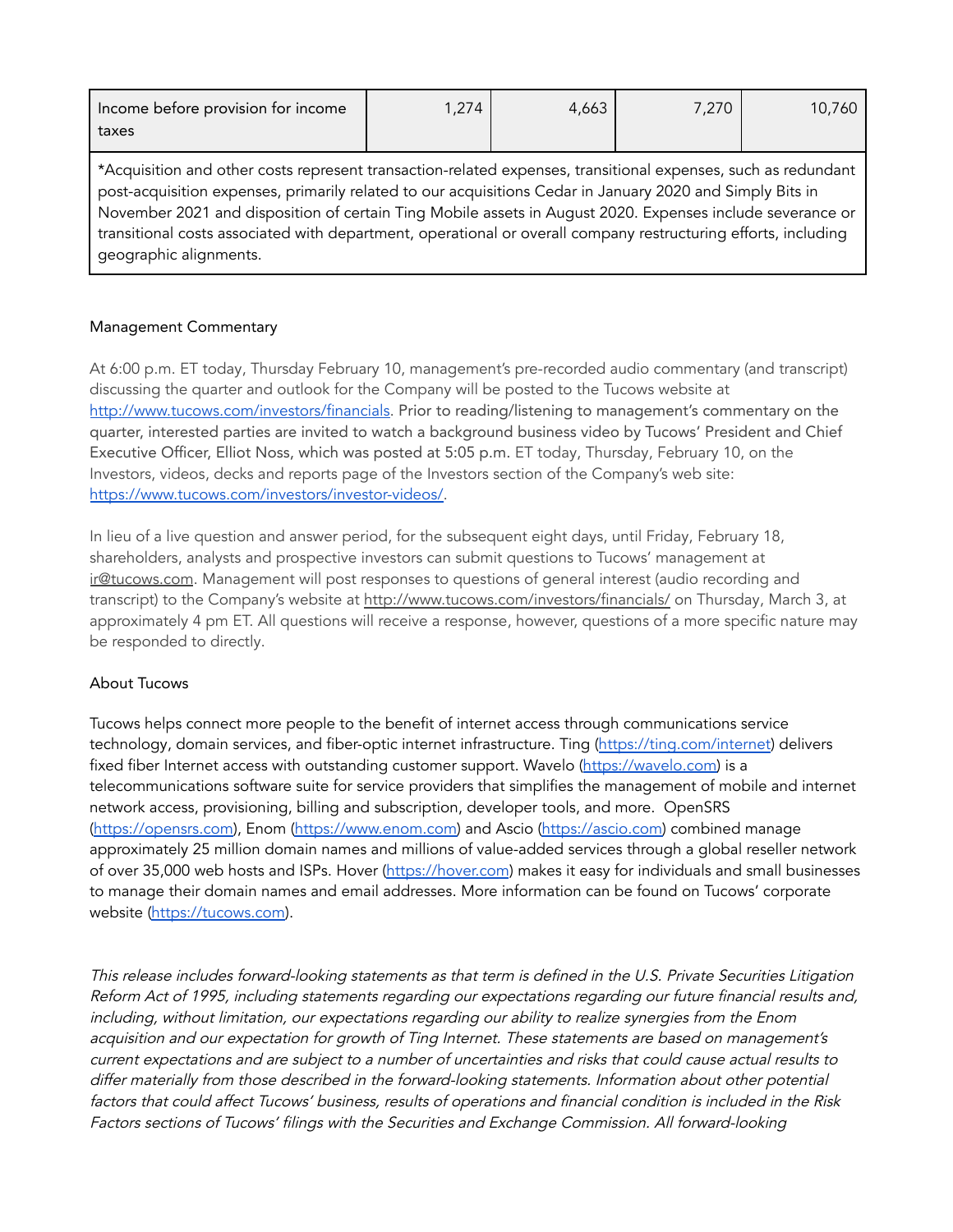| Income before provision for income taxes | 1,274 | 4,663 | 7,270 | 10,760 |
|---|---|---|---|---|

*Acquisition and other costs represent transaction-related expenses, transitional expenses, such as redundant post-acquisition expenses, primarily related to our acquisitions Cedar in January 2020 and Simply Bits in November 2021 and disposition of certain Ting Mobile assets in August 2020. Expenses include severance or transitional costs associated with department, operational or overall company restructuring efforts, including geographic alignments.

## Management Commentary

At 6:00 p.m. ET today, Thursday February 10, management's pre-recorded audio commentary (and transcript) discussing the quarter and outlook for the Company will be posted to the Tucows website at http://www.tucows.com/investors/financials. Prior to reading/listening to management's commentary on the quarter, interested parties are invited to watch a background business video by Tucows' President and Chief Executive Officer, Elliot Noss, which was posted at 5:05 p.m. ET today, Thursday, February 10, on the Investors, videos, decks and reports page of the Investors section of the Company's web site: https://www.tucows.com/investors/investor-videos/.

In lieu of a live question and answer period, for the subsequent eight days, until Friday, February 18, shareholders, analysts and prospective investors can submit questions to Tucows' management at ir@tucows.com. Management will post responses to questions of general interest (audio recording and transcript) to the Company's website at http://www.tucows.com/investors/financials/ on Thursday, March 3, at approximately 4 pm ET. All questions will receive a response, however, questions of a more specific nature may be responded to directly.

## About Tucows

Tucows helps connect more people to the benefit of internet access through communications service technology, domain services, and fiber-optic internet infrastructure. Ting (https://ting.com/internet) delivers fixed fiber Internet access with outstanding customer support. Wavelo (https://wavelo.com) is a telecommunications software suite for service providers that simplifies the management of mobile and internet network access, provisioning, billing and subscription, developer tools, and more. OpenSRS (https://opensrs.com), Enom (https://www.enom.com) and Ascio (https://ascio.com) combined manage approximately 25 million domain names and millions of value-added services through a global reseller network of over 35,000 web hosts and ISPs. Hover (https://hover.com) makes it easy for individuals and small businesses to manage their domain names and email addresses. More information can be found on Tucows' corporate website (https://tucows.com).

*This release includes forward-looking statements as that term is defined in the U.S. Private Securities Litigation Reform Act of 1995, including statements regarding our expectations regarding our future financial results and, including, without limitation, our expectations regarding our ability to realize synergies from the Enom acquisition and our expectation for growth of Ting Internet. These statements are based on management's current expectations and are subject to a number of uncertainties and risks that could cause actual results to differ materially from those described in the forward-looking statements. Information about other potential factors that could affect Tucows' business, results of operations and financial condition is included in the Risk Factors sections of Tucows' filings with the Securities and Exchange Commission. All forward-looking*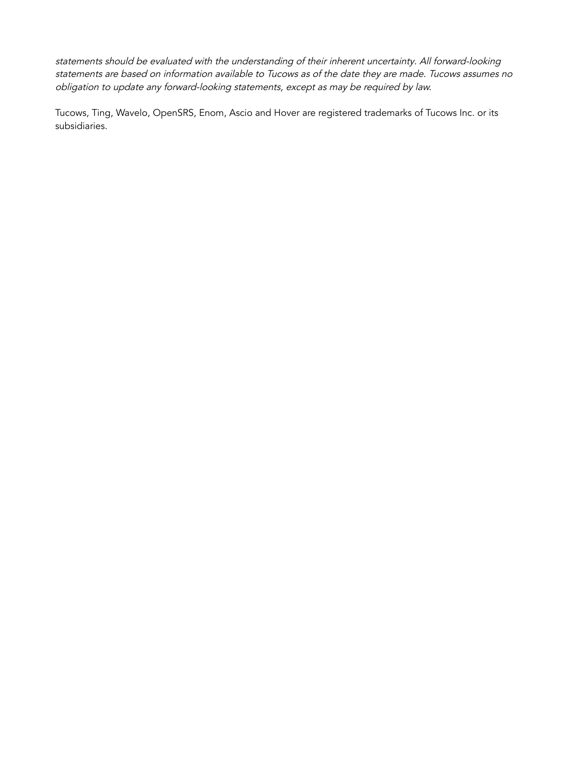*statements should be evaluated with the understanding of their inherent uncertainty. All forward-looking statements are based on information available to Tucows as of the date they are made. Tucows assumes no obligation to update any forward-looking statements, except as may be required by law.*

Tucows, Ting, Wavelo, OpenSRS, Enom, Ascio and Hover are registered trademarks of Tucows Inc. or its subsidiaries.